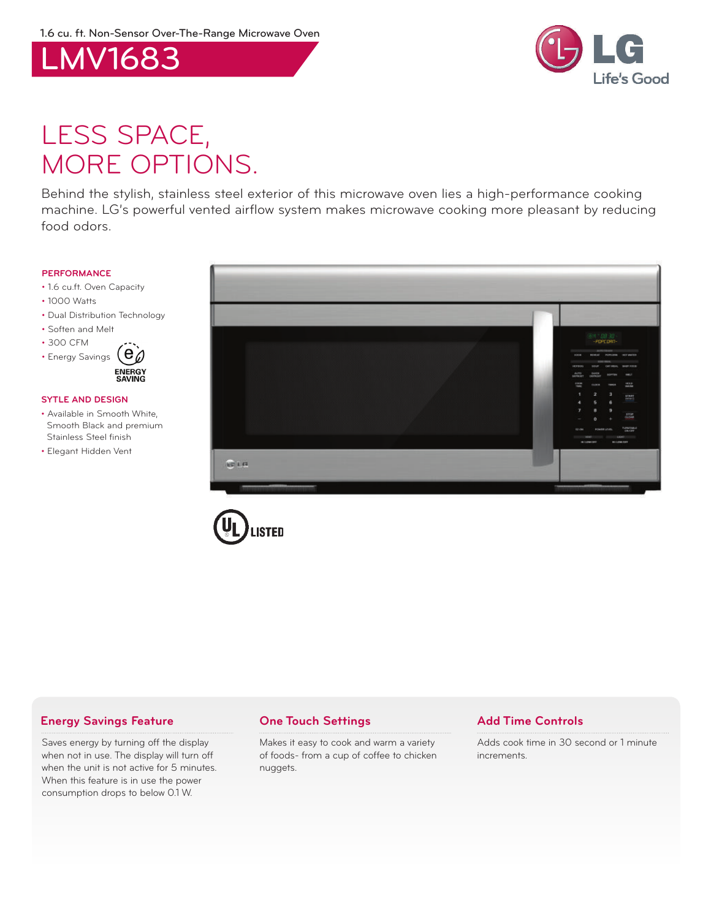1.6 cu. ft. Non-Sensor Over-The-Range Microwave Oven

# LMV1683

LG Life's Good

## LESS SPACE, MORE OPTIONS.

Behind the stylish, stainless steel exterior of this microwave oven lies a high-performance cooking machine. LG's powerful vented airflow system makes microwave cooking more pleasant by reducing food odors.

### PERFORMANCE

- 1.6 cu.ft. Oven Capacity
- 1000 Watts
- Dual Distribution Technology
- Soften and Melt
- 300 CFM
- Energy Savings

ENERGY SAVING

### SYTLE AND DESIGN

- Available in Smooth White, Smooth Black and premium Stainless Steel finish
- Elegant Hidden Vent

UL LISTED

### Energy Savings Feature

Saves energy by turning off the display when not in use. The display will turn off when the unit is not active for 5 minutes. When this feature is in use the power consumption drops to below 0.1 W.

### One Touch Settings

Makes it easy to cook and warm a variety of foods- from a cup of coffee to chicken nuggets.

### Add Time Controls

Adds cook time in 30 second or 1 minute increments.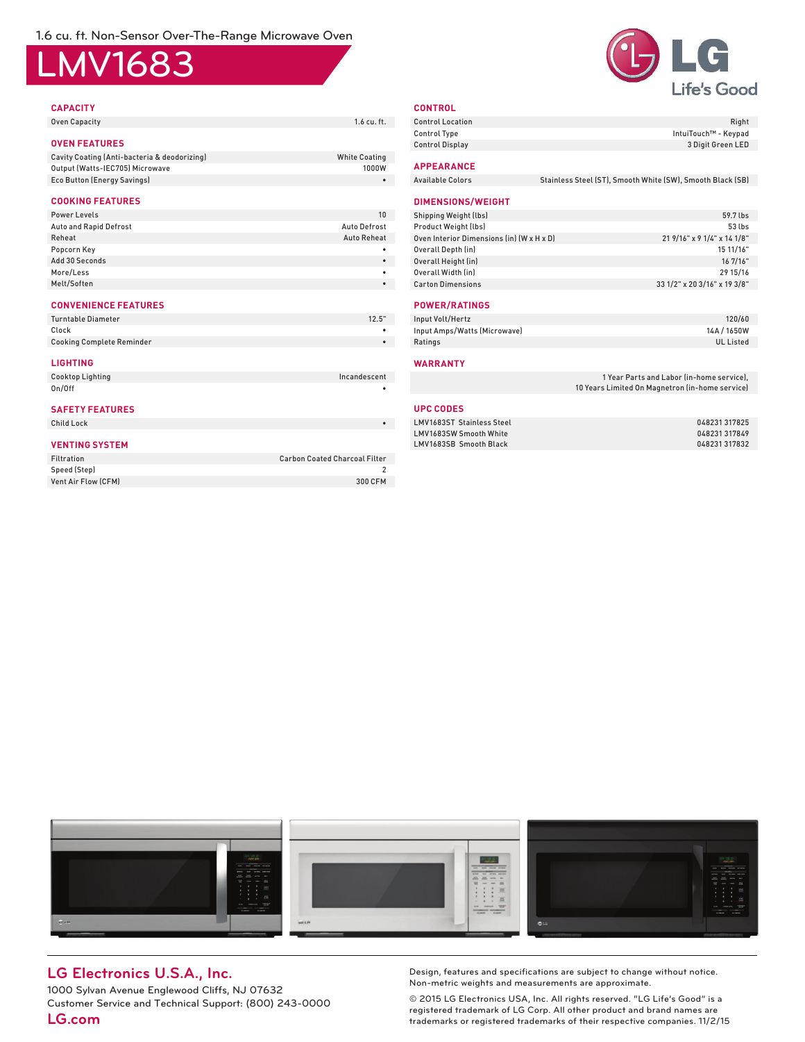1.6 cu. ft. Non-Sensor Over-The-Range Microwave Oven

# LMV1683

LG Life's Good

## CAPACITY

| | |
|---|---|
| Oven Capacity | 1.6 cu. ft. |

## OVEN FEATURES

| | |
|---|---|
| Cavity Coating (Anti-bacteria & deodorizing) | White Coating |
| Output (Watts-IEC705) Microwave | 1000W |
| Eco Button (Energy Savings) | • |

## COOKING FEATURES

| | |
|---|---|
| Power Levels | 10 |
| Auto and Rapid Defrost | Auto Defrost |
| Reheat | Auto Reheat |
| Popcorn Key | • |
| Add 30 Seconds | • |
| More/Less | • |
| Melt/Soften | • |

## CONVENIENCE FEATURES

| | |
|---|---|
| Turntable Diameter | 12.5" |
| Clock | • |
| Cooking Complete Reminder | • |

## LIGHTING

| | |
|---|---|
| Cooktop Lighting | Incandescent |
| On/Off | • |

## SAFETY FEATURES

| | |
|---|---|
| Child Lock | • |

## VENTING SYSTEM

| | |
|---|---|
| Filtration | Carbon Coated Charcoal Filter |
| Speed (Step) | 2 |
| Vent Air Flow (CFM) | 300 CFM |

## CONTROL

| | |
|---|---|
| Control Location | Right |
| Control Type | IntuiTouch™ - Keypad |
| Control Display | 3 Digit Green LED |

## APPEARANCE

| | |
|---|---|
| Available Colors | Stainless Steel (ST), Smooth White (SW), Smooth Black (SB) |

## DIMENSIONS/WEIGHT

| | |
|---|---|
| Shipping Weight (lbs) | 59.7 lbs |
| Product Weight (lbs) | 53 lbs |
| Oven Interior Dimensions (in) (W x H x D) | 21 9/16" x 9 1/4" x 14 1/8" |
| Overall Depth (in) | 15 11/16" |
| Overall Height (in) | 16 7/16" |
| Overall Width (in) | 29 15/16 |
| Carton Dimensions | 33 1/2" x 20 3/16" x 19 3/8" |

## POWER/RATINGS

| | |
|---|---|
| Input Volt/Hertz | 120/60 |
| Input Amps/Watts (Microwave) | 14A / 1650W |
| Ratings | UL Listed |

## WARRANTY

1 Year Parts and Labor (in-home service),
10 Years Limited On Magnetron (in-home service)

## UPC CODES

| | |
|---|---|
| LMV1683ST Stainless Steel | 048231 317825 |
| LMV1683SW Smooth White | 048231 317849 |
| LMV1683SB Smooth Black | 048231 317832 |

**LG Electronics U.S.A., Inc.**
1000 Sylvan Avenue Englewood Cliffs, NJ 07632
Customer Service and Technical Support: (800) 243-0000
**LG.com**

Design, features and specifications are subject to change without notice. Non-metric weights and measurements are approximate.

© 2015 LG Electronics USA, Inc. All rights reserved. "LG Life's Good" is a registered trademark of LG Corp. All other product and brand names are trademarks or registered trademarks of their respective companies. 11/2/15